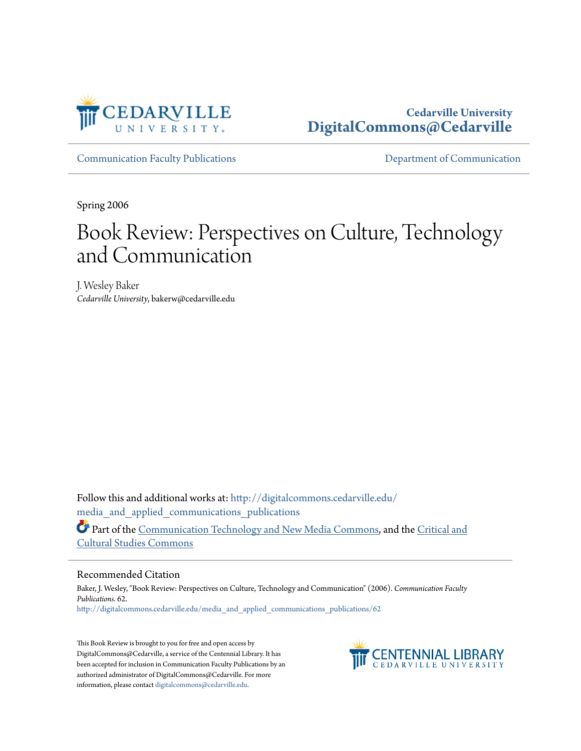Cedarville University
DigitalCommons@Cedarville

Communication Faculty Publications

Department of Communication

Spring 2006

# Book Review: Perspectives on Culture, Technology and Communication

J. Wesley Baker
*Cedarville University*, bakerw@cedarville.edu

Follow this and additional works at: http://digitalcommons.cedarville.edu/media_and_applied_communications_publications

Part of the Communication Technology and New Media Commons, and the Critical and Cultural Studies Commons

## Recommended Citation

Baker, J. Wesley, "Book Review: Perspectives on Culture, Technology and Communication" (2006). *Communication Faculty Publications*. 62.
http://digitalcommons.cedarville.edu/media_and_applied_communications_publications/62

This Book Review is brought to you for free and open access by DigitalCommons@Cedarville, a service of the Centennial Library. It has been accepted for inclusion in Communication Faculty Publications by an authorized administrator of DigitalCommons@Cedarville. For more information, please contact digitalcommons@cedarville.edu.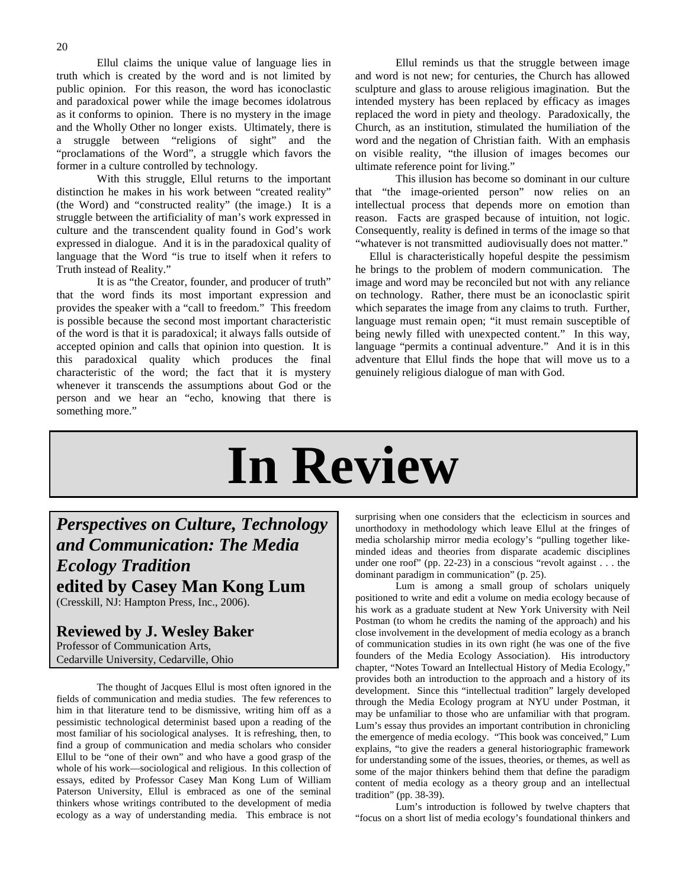Ellul claims the unique value of language lies in truth which is created by the word and is not limited by public opinion. For this reason, the word has iconoclastic and paradoxical power while the image becomes idolatrous as it conforms to opinion. There is no mystery in the image and the Wholly Other no longer exists. Ultimately, there is a struggle between "religions of sight" and the "proclamations of the Word", a struggle which favors the former in a culture controlled by technology.

With this struggle, Ellul returns to the important distinction he makes in his work between "created reality" (the Word) and "constructed reality" (the image.) It is a struggle between the artificiality of man's work expressed in culture and the transcendent quality found in God's work expressed in dialogue. And it is in the paradoxical quality of language that the Word "is true to itself when it refers to Truth instead of Reality."

It is as "the Creator, founder, and producer of truth" that the word finds its most important expression and provides the speaker with a "call to freedom." This freedom is possible because the second most important characteristic of the word is that it is paradoxical; it always falls outside of accepted opinion and calls that opinion into question. It is this paradoxical quality which produces the final characteristic of the word; the fact that it is mystery whenever it transcends the assumptions about God or the person and we hear an "echo, knowing that there is something more."

Ellul reminds us that the struggle between image and word is not new; for centuries, the Church has allowed sculpture and glass to arouse religious imagination. But the intended mystery has been replaced by efficacy as images replaced the word in piety and theology. Paradoxically, the Church, as an institution, stimulated the humiliation of the word and the negation of Christian faith. With an emphasis on visible reality, "the illusion of images becomes our ultimate reference point for living."

This illusion has become so dominant in our culture that "the image-oriented person" now relies on an intellectual process that depends more on emotion than reason. Facts are grasped because of intuition, not logic. Consequently, reality is defined in terms of the image so that "whatever is not transmitted audiovisually does not matter."

Ellul is characteristically hopeful despite the pessimism he brings to the problem of modern communication. The image and word may be reconciled but not with any reliance on technology. Rather, there must be an iconoclastic spirit which separates the image from any claims to truth. Further, language must remain open; "it must remain susceptible of being newly filled with unexpected content." In this way, language "permits a continual adventure." And it is in this adventure that Ellul finds the hope that will move us to a genuinely religious dialogue of man with God.

# In Review

## *Perspectives on Culture, Technology and Communication: The Media Ecology Tradition* edited by Casey Man Kong Lum

(Cresskill, NJ: Hampton Press, Inc., 2006).

### Reviewed by J. Wesley Baker

Professor of Communication Arts,
Cedarville University, Cedarville, Ohio

The thought of Jacques Ellul is most often ignored in the fields of communication and media studies. The few references to him in that literature tend to be dismissive, writing him off as a pessimistic technological determinist based upon a reading of the most familiar of his sociological analyses. It is refreshing, then, to find a group of communication and media scholars who consider Ellul to be "one of their own" and who have a good grasp of the whole of his work—sociological and religious. In this collection of essays, edited by Professor Casey Man Kong Lum of William Paterson University, Ellul is embraced as one of the seminal thinkers whose writings contributed to the development of media ecology as a way of understanding media. This embrace is not surprising when one considers that the eclecticism in sources and unorthodoxy in methodology which leave Ellul at the fringes of media scholarship mirror media ecology's "pulling together like-minded ideas and theories from disparate academic disciplines under one roof" (pp. 22-23) in a conscious "revolt against . . . the dominant paradigm in communication" (p. 25).

Lum is among a small group of scholars uniquely positioned to write and edit a volume on media ecology because of his work as a graduate student at New York University with Neil Postman (to whom he credits the naming of the approach) and his close involvement in the development of media ecology as a branch of communication studies in its own right (he was one of the five founders of the Media Ecology Association). His introductory chapter, "Notes Toward an Intellectual History of Media Ecology," provides both an introduction to the approach and a history of its development. Since this "intellectual tradition" largely developed through the Media Ecology program at NYU under Postman, it may be unfamiliar to those who are unfamiliar with that program. Lum's essay thus provides an important contribution in chronicling the emergence of media ecology. "This book was conceived," Lum explains, "to give the readers a general historiographic framework for understanding some of the issues, theories, or themes, as well as some of the major thinkers behind them that define the paradigm content of media ecology as a theory group and an intellectual tradition" (pp. 38-39).

Lum's introduction is followed by twelve chapters that "focus on a short list of media ecology's foundational thinkers and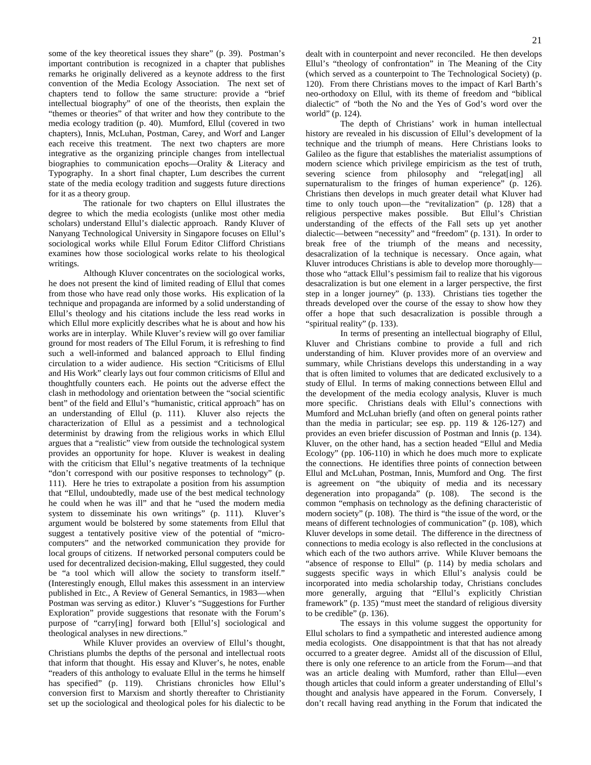some of the key theoretical issues they share" (p. 39). Postman's important contribution is recognized in a chapter that publishes remarks he originally delivered as a keynote address to the first convention of the Media Ecology Association. The next set of chapters tend to follow the same structure: provide a "brief intellectual biography" of one of the theorists, then explain the "themes or theories" of that writer and how they contribute to the media ecology tradition (p. 40). Mumford, Ellul (covered in two chapters), Innis, McLuhan, Postman, Carey, and Worf and Langer each receive this treatment. The next two chapters are more integrative as the organizing principle changes from intellectual biographies to communication epochs—Orality & Literacy and Typography. In a short final chapter, Lum describes the current state of the media ecology tradition and suggests future directions for it as a theory group.

The rationale for two chapters on Ellul illustrates the degree to which the media ecologists (unlike most other media scholars) understand Ellul's dialectic approach. Randy Kluver of Nanyang Technological University in Singapore focuses on Ellul's sociological works while Ellul Forum Editor Clifford Christians examines how those sociological works relate to his theological writings.

Although Kluver concentrates on the sociological works, he does not present the kind of limited reading of Ellul that comes from those who have read only those works. His explication of la technique and propaganda are informed by a solid understanding of Ellul's theology and his citations include the less read works in which Ellul more explicitly describes what he is about and how his works are in interplay. While Kluver's review will go over familiar ground for most readers of The Ellul Forum, it is refreshing to find such a well-informed and balanced approach to Ellul finding circulation to a wider audience. His section "Criticisms of Ellul and His Work" clearly lays out four common criticisms of Ellul and thoughtfully counters each. He points out the adverse effect the clash in methodology and orientation between the "social scientific bent" of the field and Ellul's "humanistic, critical approach" has on an understanding of Ellul (p. 111). Kluver also rejects the characterization of Ellul as a pessimist and a technological determinist by drawing from the religious works in which Ellul argues that a "realistic" view from outside the technological system provides an opportunity for hope. Kluver is weakest in dealing with the criticism that Ellul's negative treatments of la technique "don't correspond with our positive responses to technology" (p. 111). Here he tries to extrapolate a position from his assumption that "Ellul, undoubtedly, made use of the best medical technology he could when he was ill" and that he "used the modern media system to disseminate his own writings" (p. 111). Kluver's argument would be bolstered by some statements from Ellul that suggest a tentatively positive view of the potential of "micro-computers" and the networked communication they provide for local groups of citizens. If networked personal computers could be used for decentralized decision-making, Ellul suggested, they could be "a tool which will allow the society to transform itself." (Interestingly enough, Ellul makes this assessment in an interview published in Etc., A Review of General Semantics, in 1983—when Postman was serving as editor.) Kluver's "Suggestions for Further Exploration" provide suggestions that resonate with the Forum's purpose of "carry[ing] forward both [Ellul's] sociological and theological analyses in new directions."

While Kluver provides an overview of Ellul's thought, Christians plumbs the depths of the personal and intellectual roots that inform that thought. His essay and Kluver's, he notes, enable "readers of this anthology to evaluate Ellul in the terms he himself has specified" (p. 119). Christians chronicles how Ellul's conversion first to Marxism and shortly thereafter to Christianity set up the sociological and theological poles for his dialectic to be dealt with in counterpoint and never reconciled. He then develops Ellul's "theology of confrontation" in The Meaning of the City (which served as a counterpoint to The Technological Society) (p. 120). From there Christians moves to the impact of Karl Barth's neo-orthodoxy on Ellul, with its theme of freedom and "biblical dialectic" of "both the No and the Yes of God's word over the world" (p. 124).

The depth of Christians' work in human intellectual history are revealed in his discussion of Ellul's development of la technique and the triumph of means. Here Christians looks to Galileo as the figure that establishes the materialist assumptions of modern science which privilege empiricism as the test of truth, severing science from philosophy and "relegat[ing] all supernaturalism to the fringes of human experience" (p. 126). Christians then develops in much greater detail what Kluver had time to only touch upon—the "revitalization" (p. 128) that a religious perspective makes possible. But Ellul's Christian understanding of the effects of the Fall sets up yet another dialectic—between "necessity" and "freedom" (p. 131). In order to break free of the triumph of the means and necessity, desacralization of la technique is necessary. Once again, what Kluver introduces Christians is able to develop more thoroughly—those who "attack Ellul's pessimism fail to realize that his vigorous desacralization is but one element in a larger perspective, the first step in a longer journey" (p. 133). Christians ties together the threads developed over the course of the essay to show how they offer a hope that such desacralization is possible through a "spiritual reality" (p. 133).

In terms of presenting an intellectual biography of Ellul, Kluver and Christians combine to provide a full and rich understanding of him. Kluver provides more of an overview and summary, while Christians develops this understanding in a way that is often limited to volumes that are dedicated exclusively to a study of Ellul. In terms of making connections between Ellul and the development of the media ecology analysis, Kluver is much more specific. Christians deals with Ellul's connections with Mumford and McLuhan briefly (and often on general points rather than the media in particular; see esp. pp. 119 & 126-127) and provides an even briefer discussion of Postman and Innis (p. 134). Kluver, on the other hand, has a section headed "Ellul and Media Ecology" (pp. 106-110) in which he does much more to explicate the connections. He identifies three points of connection between Ellul and McLuhan, Postman, Innis, Mumford and Ong. The first is agreement on "the ubiquity of media and its necessary degeneration into propaganda" (p. 108). The second is the common "emphasis on technology as the defining characteristic of modern society" (p. 108). The third is "the issue of the word, or the means of different technologies of communication" (p. 108), which Kluver develops in some detail. The difference in the directness of connections to media ecology is also reflected in the conclusions at which each of the two authors arrive. While Kluver bemoans the "absence of response to Ellul" (p. 114) by media scholars and suggests specific ways in which Ellul's analysis could be incorporated into media scholarship today, Christians concludes more generally, arguing that "Ellul's explicitly Christian framework" (p. 135) "must meet the standard of religious diversity to be credible" (p. 136).

The essays in this volume suggest the opportunity for Ellul scholars to find a sympathetic and interested audience among media ecologists. One disappointment is that that has not already occurred to a greater degree. Amidst all of the discussion of Ellul, there is only one reference to an article from the Forum—and that was an article dealing with Mumford, rather than Ellul—even though articles that could inform a greater understanding of Ellul's thought and analysis have appeared in the Forum. Conversely, I don't recall having read anything in the Forum that indicated the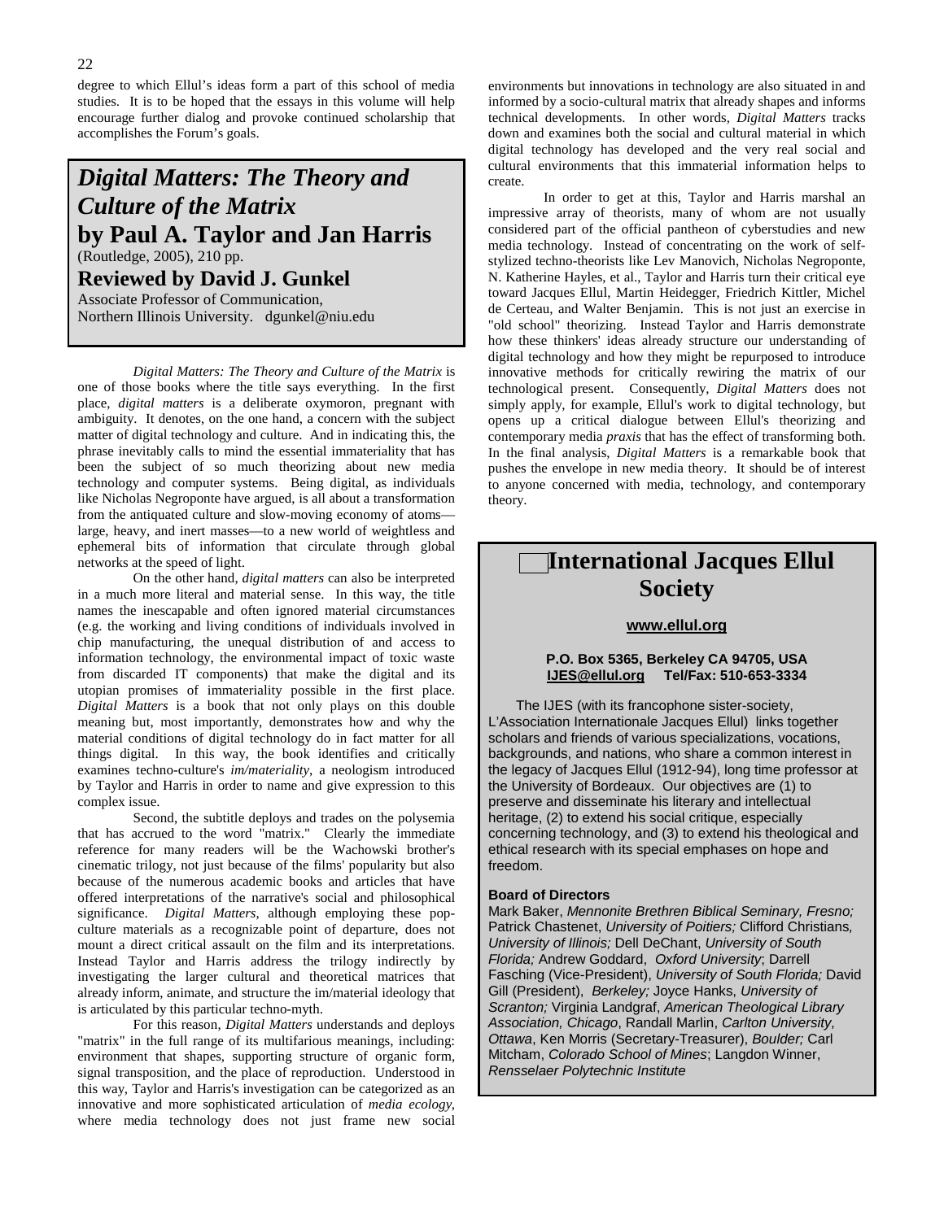degree to which Ellul's ideas form a part of this school of media studies. It is to be hoped that the essays in this volume will help encourage further dialog and provoke continued scholarship that accomplishes the Forum's goals.

## *Digital Matters: The Theory and Culture of the Matrix* by Paul A. Taylor and Jan Harris

(Routledge, 2005), 210 pp.

### Reviewed by David J. Gunkel

Associate Professor of Communication,
Northern Illinois University. dgunkel@niu.edu

*Digital Matters: The Theory and Culture of the Matrix* is one of those books where the title says everything. In the first place, *digital matters* is a deliberate oxymoron, pregnant with ambiguity. It denotes, on the one hand, a concern with the subject matter of digital technology and culture. And in indicating this, the phrase inevitably calls to mind the essential immateriality that has been the subject of so much theorizing about new media technology and computer systems. Being digital, as individuals like Nicholas Negroponte have argued, is all about a transformation from the antiquated culture and slow-moving economy of atoms—large, heavy, and inert masses—to a new world of weightless and ephemeral bits of information that circulate through global networks at the speed of light.

On the other hand, *digital matters* can also be interpreted in a much more literal and material sense. In this way, the title names the inescapable and often ignored material circumstances (e.g. the working and living conditions of individuals involved in chip manufacturing, the unequal distribution of and access to information technology, the environmental impact of toxic waste from discarded IT components) that make the digital and its utopian promises of immateriality possible in the first place. *Digital Matters* is a book that not only plays on this double meaning but, most importantly, demonstrates how and why the material conditions of digital technology do in fact matter for all things digital. In this way, the book identifies and critically examines techno-culture's *im/materiality*, a neologism introduced by Taylor and Harris in order to name and give expression to this complex issue.

Second, the subtitle deploys and trades on the polysemia that has accrued to the word "matrix." Clearly the immediate reference for many readers will be the Wachowski brother's cinematic trilogy, not just because of the films' popularity but also because of the numerous academic books and articles that have offered interpretations of the narrative's social and philosophical significance. *Digital Matters*, although employing these pop-culture materials as a recognizable point of departure, does not mount a direct critical assault on the film and its interpretations. Instead Taylor and Harris address the trilogy indirectly by investigating the larger cultural and theoretical matrices that already inform, animate, and structure the im/material ideology that is articulated by this particular techno-myth.

For this reason, *Digital Matters* understands and deploys "matrix" in the full range of its multifarious meanings, including: environment that shapes, supporting structure of organic form, signal transposition, and the place of reproduction. Understood in this way, Taylor and Harris's investigation can be categorized as an innovative and more sophisticated articulation of *media ecology*, where media technology does not just frame new social environments but innovations in technology are also situated in and informed by a socio-cultural matrix that already shapes and informs technical developments. In other words, *Digital Matters* tracks down and examines both the social and cultural material in which digital technology has developed and the very real social and cultural environments that this immaterial information helps to create.

In order to get at this, Taylor and Harris marshal an impressive array of theorists, many of whom are not usually considered part of the official pantheon of cyberstudies and new media technology. Instead of concentrating on the work of self-stylized techno-theorists like Lev Manovich, Nicholas Negroponte, N. Katherine Hayles, et al., Taylor and Harris turn their critical eye toward Jacques Ellul, Martin Heidegger, Friedrich Kittler, Michel de Certeau, and Walter Benjamin. This is not just an exercise in "old school" theorizing. Instead Taylor and Harris demonstrate how these thinkers' ideas already structure our understanding of digital technology and how they might be repurposed to introduce innovative methods for critically rewiring the matrix of our technological present. Consequently, *Digital Matters* does not simply apply, for example, Ellul's work to digital technology, but opens up a critical dialogue between Ellul's theorizing and contemporary media *praxis* that has the effect of transforming both. In the final analysis, *Digital Matters* is a remarkable book that pushes the envelope in new media theory. It should be of interest to anyone concerned with media, technology, and contemporary theory.

## International Jacques Ellul Society

**www.ellul.org**

**P.O. Box 5365, Berkeley CA 94705, USA**
**IJES@ellul.org Tel/Fax: 510-653-3334**

The IJES (with its francophone sister-society, L'Association Internationale Jacques Ellul) links together scholars and friends of various specializations, vocations, backgrounds, and nations, who share a common interest in the legacy of Jacques Ellul (1912-94), long time professor at the University of Bordeaux. Our objectives are (1) to preserve and disseminate his literary and intellectual heritage, (2) to extend his social critique, especially concerning technology, and (3) to extend his theological and ethical research with its special emphases on hope and freedom.

**Board of Directors**

Mark Baker, *Mennonite Brethren Biblical Seminary, Fresno;* Patrick Chastenet, *University of Poitiers;* Clifford Christians*, University of Illinois;* Dell DeChant, *University of South Florida;* Andrew Goddard, *Oxford University*; Darrell Fasching (Vice-President), *University of South Florida;* David Gill (President), *Berkeley;* Joyce Hanks, *University of Scranton;* Virginia Landgraf, *American Theological Library Association, Chicago*, Randall Marlin, *Carlton University, Ottawa*, Ken Morris (Secretary-Treasurer), *Boulder;* Carl Mitcham, *Colorado School of Mines*; Langdon Winner, *Rensselaer Polytechnic Institute*